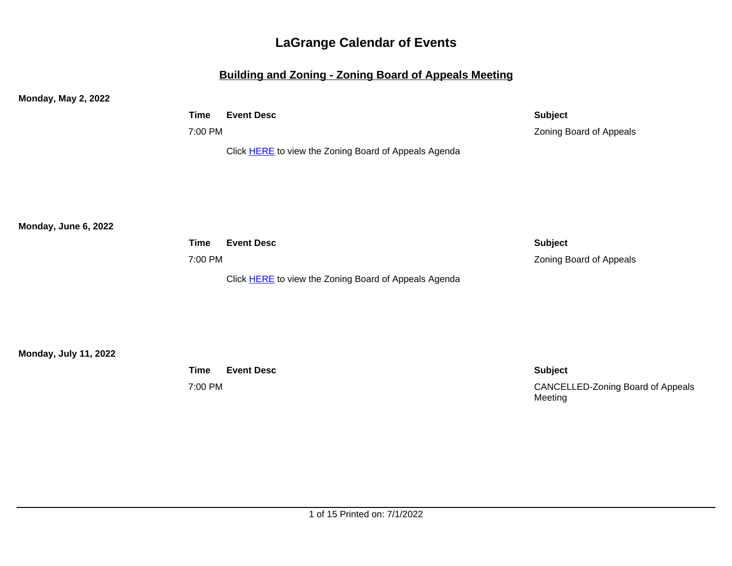# LaGrange Calendar of Events

## Building and Zoning - Zoning Board of Appeals Meeting

**Monday, May 2, 2022**

| Time | Event Desc | Subject |
|---|---|---|
| 7:00 PM | | Zoning Board of Appeals |
| | Click HERE to view the Zoning Board of Appeals Agenda | |

**Monday, June 6, 2022**

| Time | Event Desc | Subject |
|---|---|---|
| 7:00 PM | | Zoning Board of Appeals |
| | Click HERE to view the Zoning Board of Appeals Agenda | |

**Monday, July 11, 2022**

| Time | Event Desc | Subject |
|---|---|---|
| 7:00 PM | | CANCELLED-Zoning Board of Appeals Meeting |

Printed on: 7/1/2022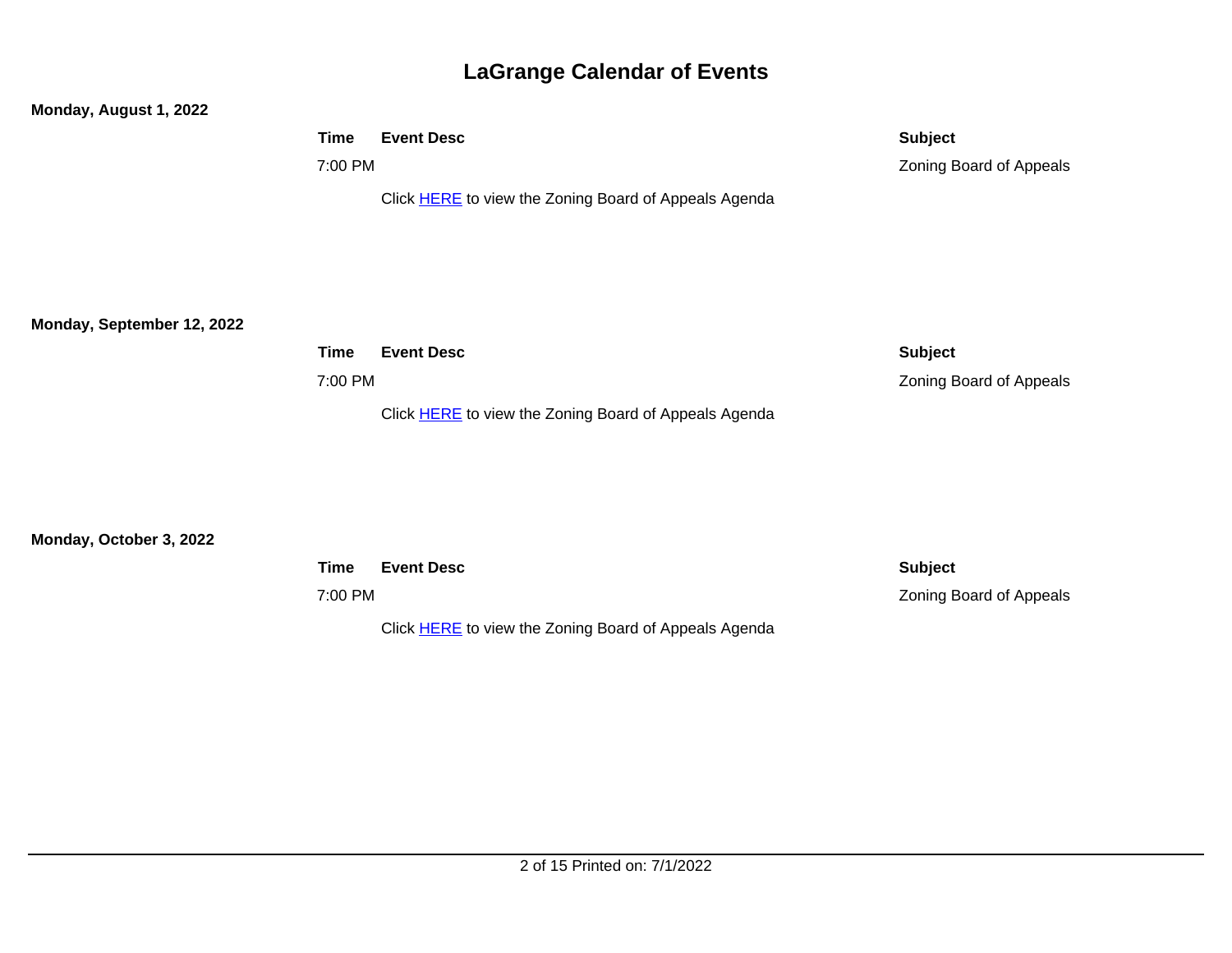# LaGrange Calendar of Events

**Monday, August 1, 2022**

| Time | Event Desc | Subject |
|---|---|---|
| 7:00 PM | | Zoning Board of Appeals |
| | Click HERE to view the Zoning Board of Appeals Agenda | |

**Monday, September 12, 2022**

| Time | Event Desc | Subject |
|---|---|---|
| 7:00 PM | | Zoning Board of Appeals |
| | Click HERE to view the Zoning Board of Appeals Agenda | |

**Monday, October 3, 2022**

| Time | Event Desc | Subject |
|---|---|---|
| 7:00 PM | | Zoning Board of Appeals |
| | Click HERE to view the Zoning Board of Appeals Agenda | |

Printed on: 7/1/2022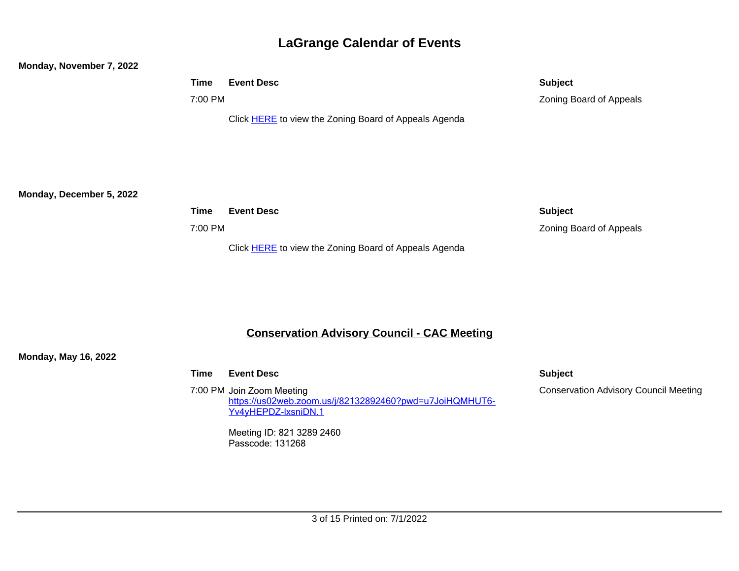**Monday, November 7, 2022**

| Time | Event Desc | Subject |
| --- | --- | --- |
| 7:00 PM | Click HERE to view the Zoning Board of Appeals Agenda | Zoning Board of Appeals |

**Monday, December 5, 2022**

| Time | Event Desc | Subject |
| --- | --- | --- |
| 7:00 PM | Click HERE to view the Zoning Board of Appeals Agenda | Zoning Board of Appeals |

## Conservation Advisory Council - CAC Meeting

**Monday, May 16, 2022**

| Time | Event Desc | Subject |
| --- | --- | --- |
| 7:00 PM | Join Zoom Meeting https://us02web.zoom.us/j/82132892460?pwd=u7JoiHQMHUT6-Yv4yHEPDZ-lxsniDN.1<br><br>Meeting ID: 821 3289 2460<br>Passcode: 131268 | Conservation Advisory Council Meeting |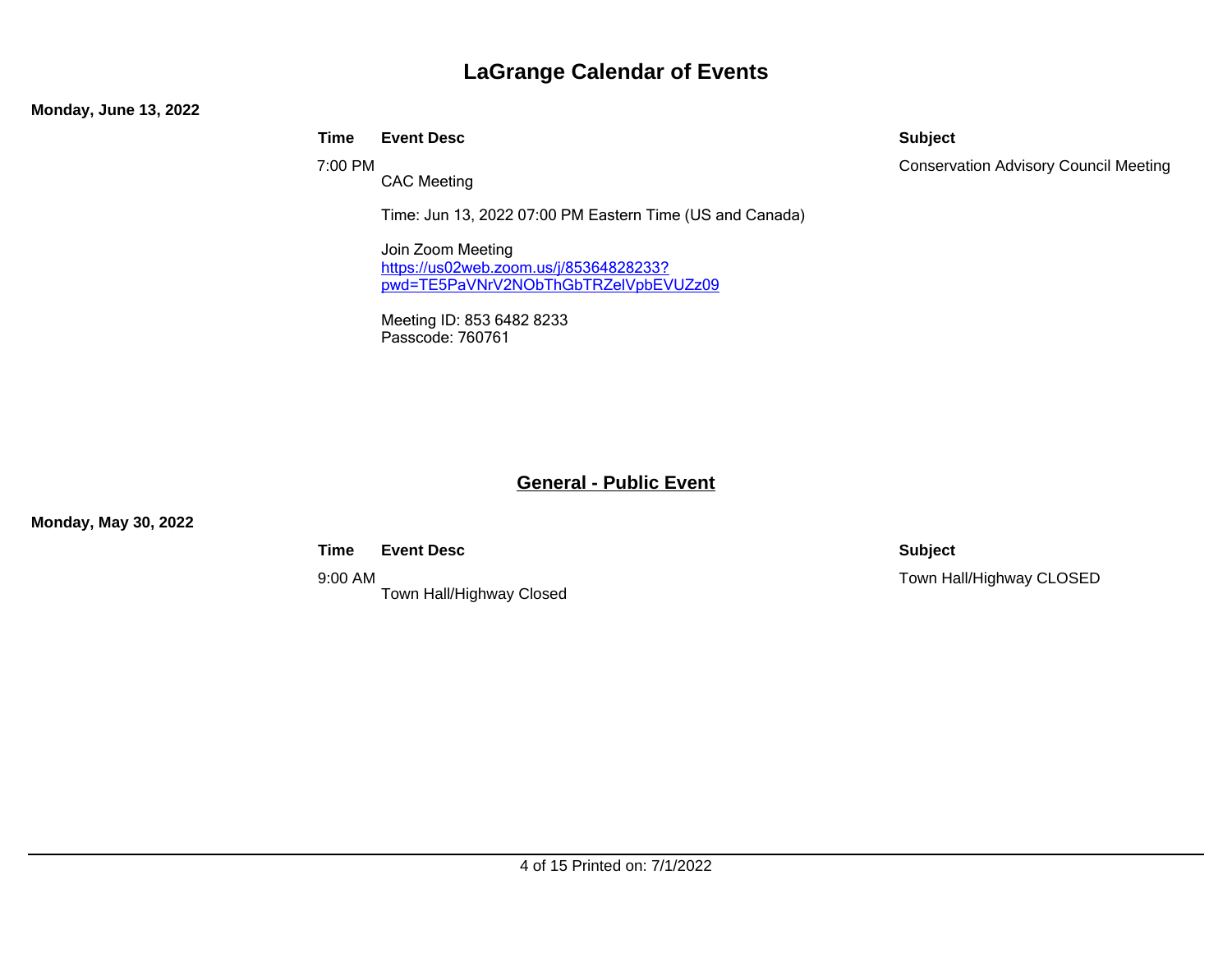# LaGrange Calendar of Events

**Monday, June 13, 2022**

| Time | Event Desc | Subject |
| --- | --- | --- |
| 7:00 PM | CAC Meeting<br><br>Time: Jun 13, 2022 07:00 PM Eastern Time (US and Canada)<br><br>Join Zoom Meeting<br>https://us02web.zoom.us/j/85364828233?pwd=TE5PaVNrV2NObThGbTRZelVpbEVUZz09<br><br>Meeting ID: 853 6482 8233<br>Passcode: 760761 | Conservation Advisory Council Meeting |

## General - Public Event

**Monday, May 30, 2022**

| Time | Event Desc | Subject |
| --- | --- | --- |
| 9:00 AM | Town Hall/Highway Closed | Town Hall/Highway CLOSED |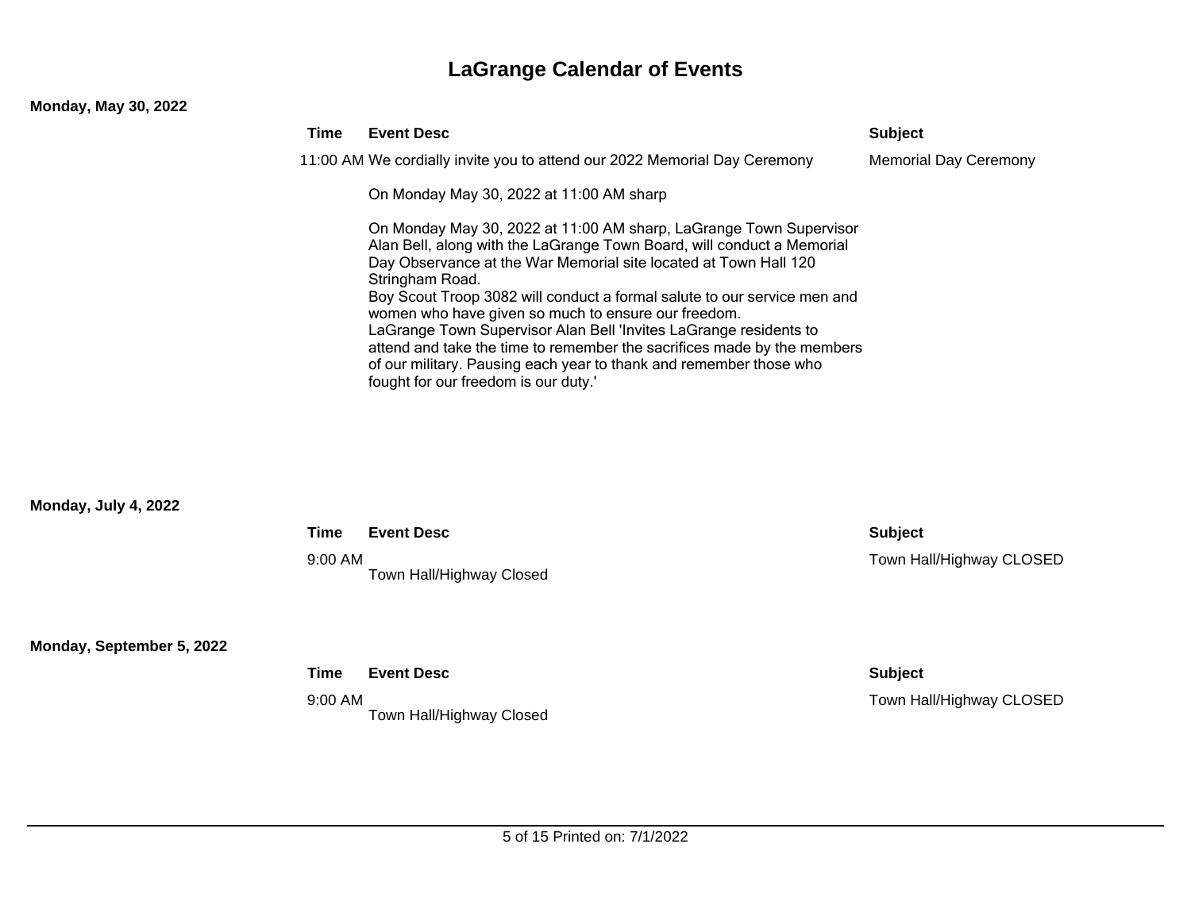# LaGrange Calendar of Events

**Monday, May 30, 2022**

| Time | Event Desc | Subject |
|---|---|---|
| 11:00 AM | We cordially invite you to attend our 2022 Memorial Day Ceremony<br><br>On Monday May 30, 2022 at 11:00 AM sharp<br><br>On Monday May 30, 2022 at 11:00 AM sharp, LaGrange Town Supervisor Alan Bell, along with the LaGrange Town Board, will conduct a Memorial Day Observance at the War Memorial site located at Town Hall 120 Stringham Road.<br>Boy Scout Troop 3082 will conduct a formal salute to our service men and women who have given so much to ensure our freedom.<br>LaGrange Town Supervisor Alan Bell 'Invites LaGrange residents to attend and take the time to remember the sacrifices made by the members of our military. Pausing each year to thank and remember those who fought for our freedom is our duty.' | Memorial Day Ceremony |

**Monday, July 4, 2022**

| Time | Event Desc | Subject |
|---|---|---|
| 9:00 AM | Town Hall/Highway Closed | Town Hall/Highway CLOSED |

**Monday, September 5, 2022**

| Time | Event Desc | Subject |
|---|---|---|
| 9:00 AM | Town Hall/Highway Closed | Town Hall/Highway CLOSED |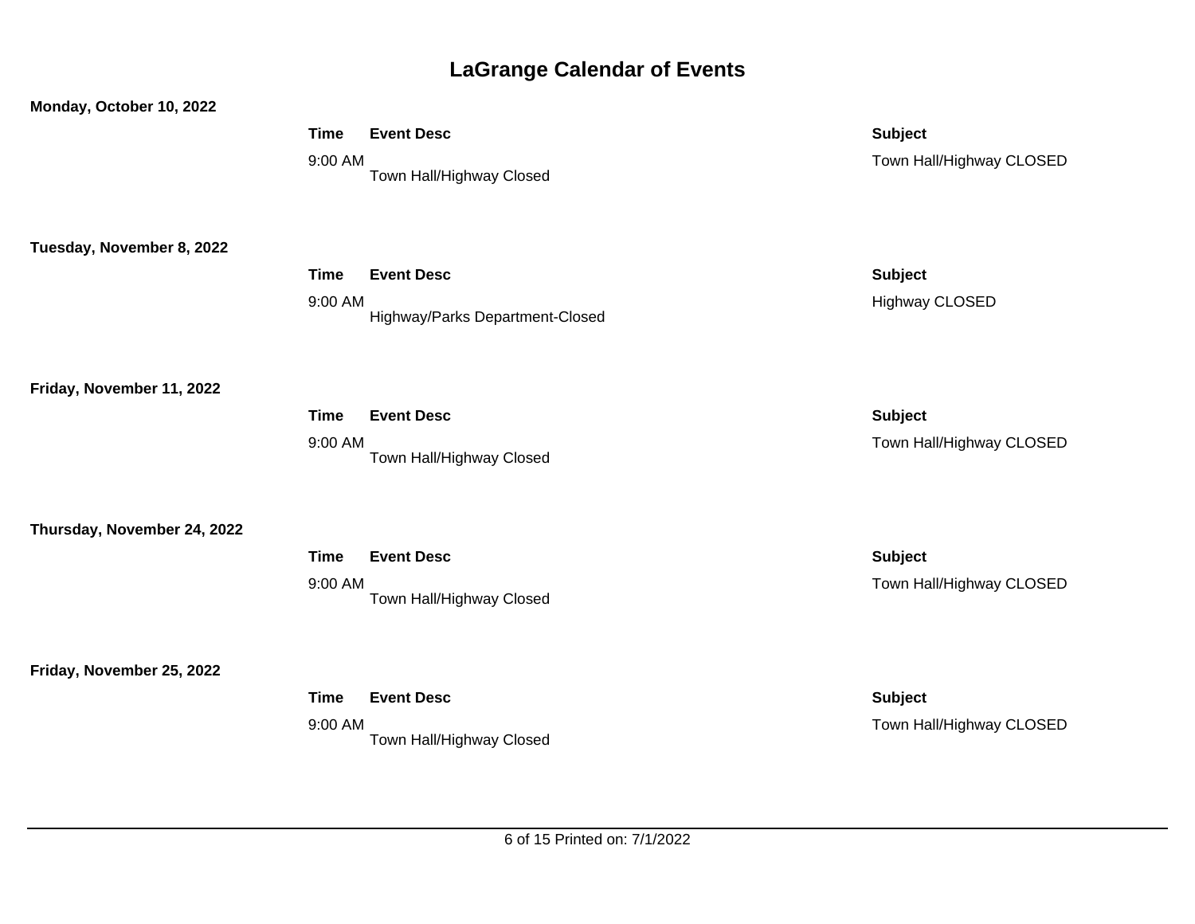# LaGrange Calendar of Events

**Monday, October 10, 2022**

| Time | Event Desc | Subject |
|---|---|---|
| 9:00 AM | Town Hall/Highway Closed | Town Hall/Highway CLOSED |

**Tuesday, November 8, 2022**

| Time | Event Desc | Subject |
|---|---|---|
| 9:00 AM | Highway/Parks Department-Closed | Highway CLOSED |

**Friday, November 11, 2022**

| Time | Event Desc | Subject |
|---|---|---|
| 9:00 AM | Town Hall/Highway Closed | Town Hall/Highway CLOSED |

**Thursday, November 24, 2022**

| Time | Event Desc | Subject |
|---|---|---|
| 9:00 AM | Town Hall/Highway Closed | Town Hall/Highway CLOSED |

**Friday, November 25, 2022**

| Time | Event Desc | Subject |
|---|---|---|
| 9:00 AM | Town Hall/Highway Closed | Town Hall/Highway CLOSED |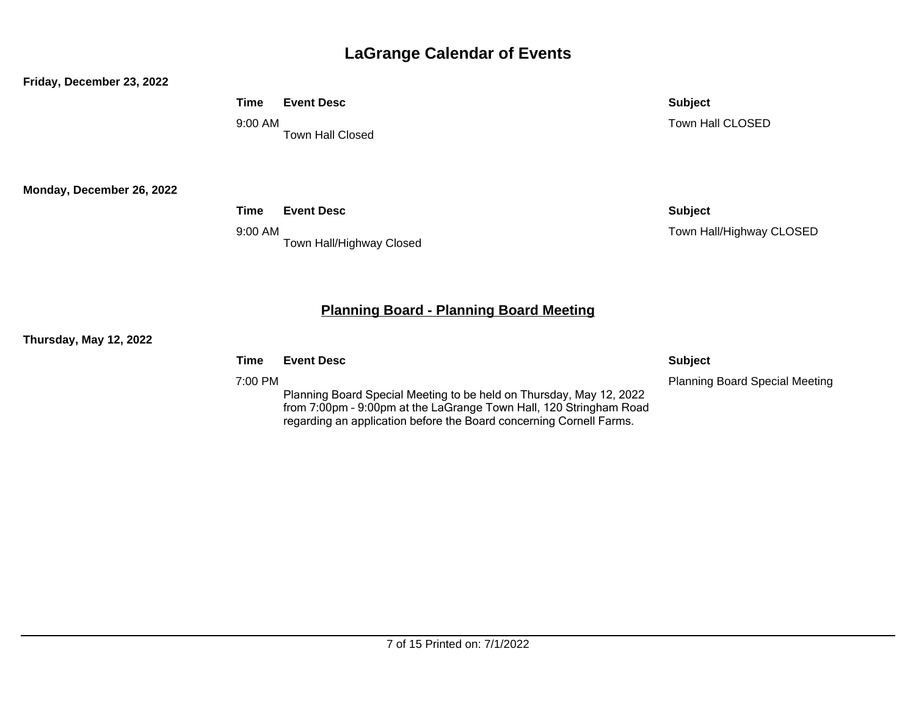# LaGrange Calendar of Events

**Friday, December 23, 2022**

| Time | Event Desc | Subject |
| --- | --- | --- |
| 9:00 AM | Town Hall Closed | Town Hall CLOSED |

**Monday, December 26, 2022**

| Time | Event Desc | Subject |
| --- | --- | --- |
| 9:00 AM | Town Hall/Highway Closed | Town Hall/Highway CLOSED |

## Planning Board - Planning Board Meeting

**Thursday, May 12, 2022**

| Time | Event Desc | Subject |
| --- | --- | --- |
| 7:00 PM | Planning Board Special Meeting to be held on Thursday, May 12, 2022 from 7:00pm - 9:00pm at the LaGrange Town Hall, 120 Stringham Road regarding an application before the Board concerning Cornell Farms. | Planning Board Special Meeting |

Printed on: 7/1/2022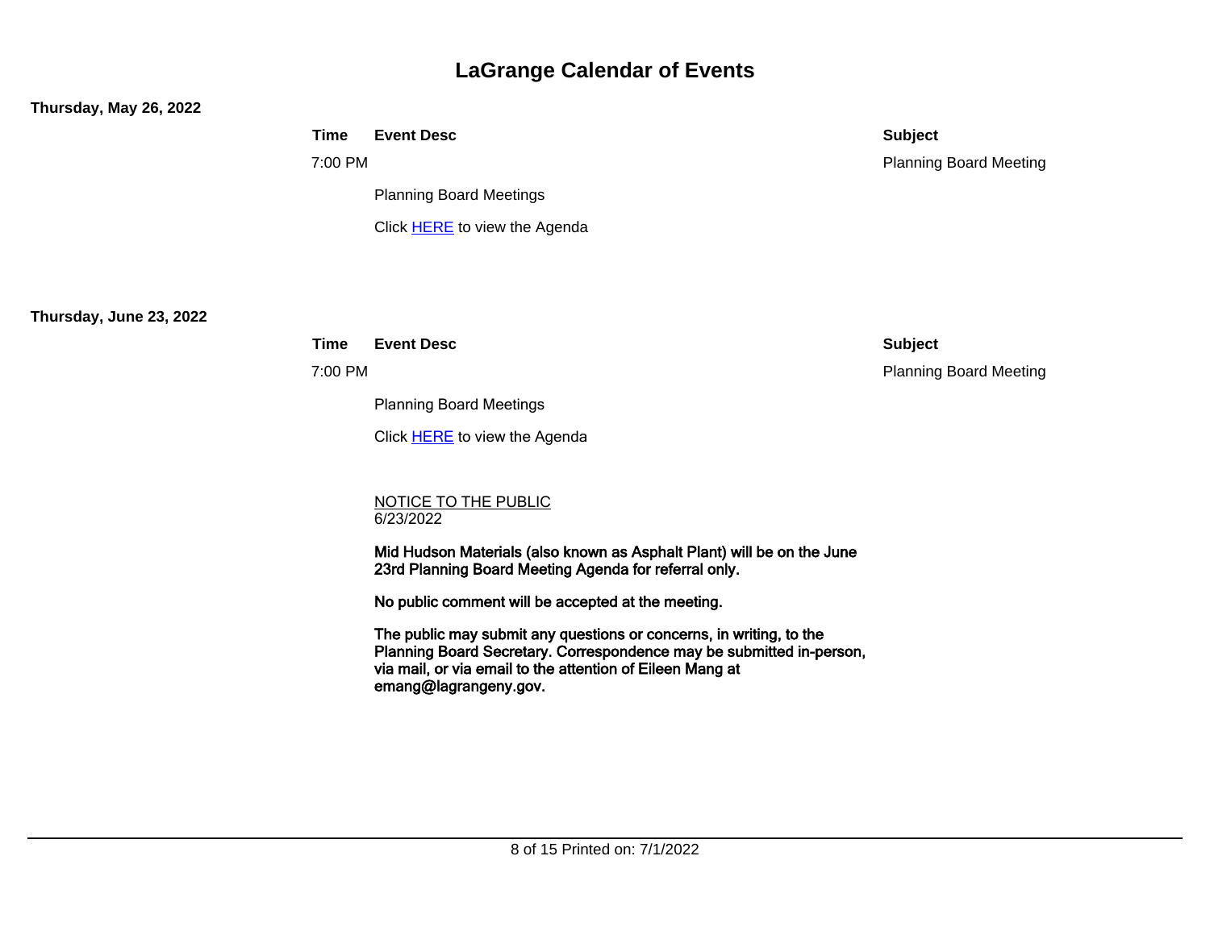# LaGrange Calendar of Events

**Thursday, May 26, 2022**

| Time | Event Desc | Subject |
|---|---|---|
| 7:00 PM | Planning Board Meetings<br><br>Click HERE to view the Agenda | Planning Board Meeting |

**Thursday, June 23, 2022**

| Time | Event Desc | Subject |
|---|---|---|
| 7:00 PM | Planning Board Meetings<br><br>Click HERE to view the Agenda<br><br>NOTICE TO THE PUBLIC<br>6/23/2022<br><br>**Mid Hudson Materials (also known as Asphalt Plant) will be on the June 23rd Planning Board Meeting Agenda for referral only.**<br><br>**No public comment will be accepted at the meeting.**<br><br>**The public may submit any questions or concerns, in writing, to the Planning Board Secretary. Correspondence may be submitted in-person, via mail, or via email to the attention of Eileen Mang at emang@lagrangeny.gov.** | Planning Board Meeting |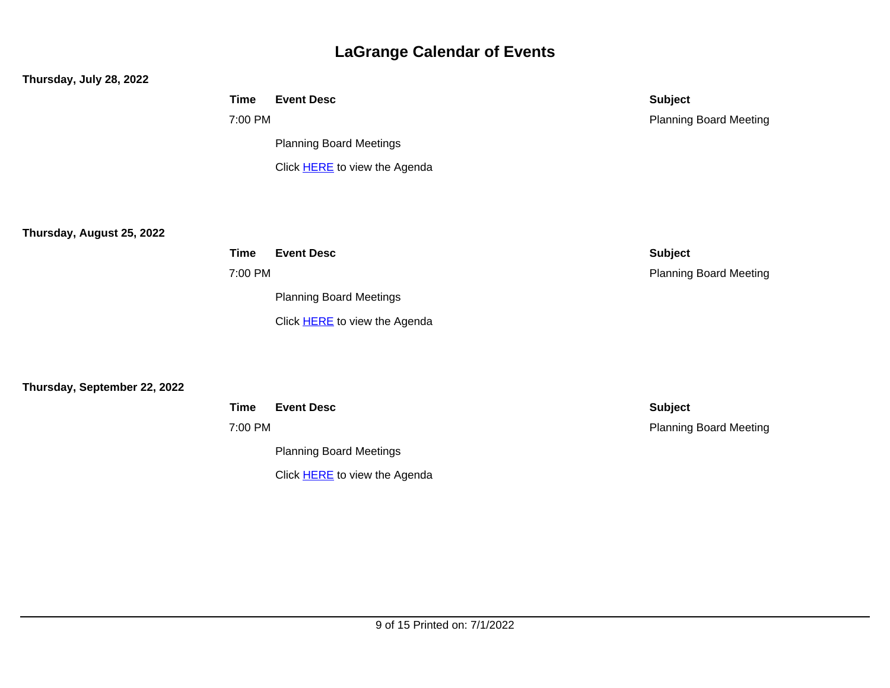# LaGrange Calendar of Events

**Thursday, July 28, 2022**

| Time | Event Desc | Subject |
|---|---|---|
| 7:00 PM | Planning Board Meetings<br>Click HERE to view the Agenda | Planning Board Meeting |

**Thursday, August 25, 2022**

| Time | Event Desc | Subject |
|---|---|---|
| 7:00 PM | Planning Board Meetings<br>Click HERE to view the Agenda | Planning Board Meeting |

**Thursday, September 22, 2022**

| Time | Event Desc | Subject |
|---|---|---|
| 7:00 PM | Planning Board Meetings<br>Click HERE to view the Agenda | Planning Board Meeting |

Printed on: 7/1/2022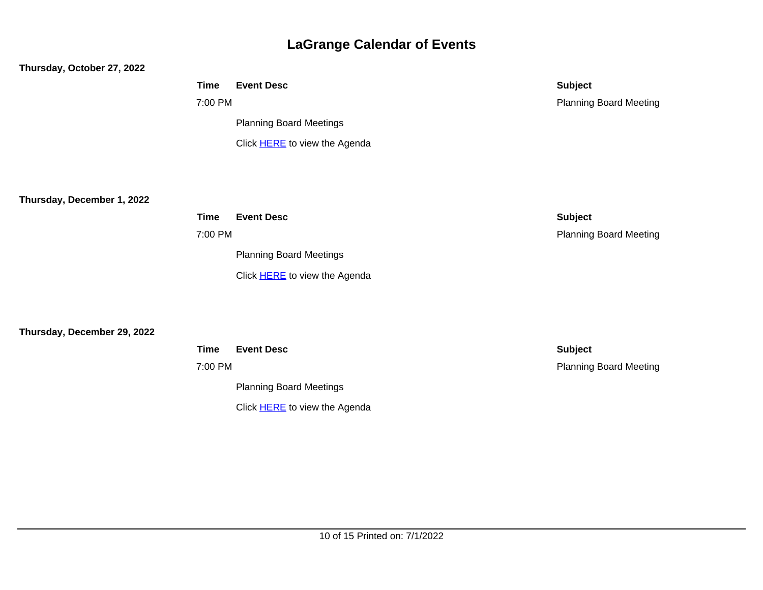# LaGrange Calendar of Events

**Thursday, October 27, 2022**

| Time | Event Desc | Subject |
|---|---|---|
| 7:00 PM | Planning Board Meetings<br>Click HERE to view the Agenda | Planning Board Meeting |

**Thursday, December 1, 2022**

| Time | Event Desc | Subject |
|---|---|---|
| 7:00 PM | Planning Board Meetings<br>Click HERE to view the Agenda | Planning Board Meeting |

**Thursday, December 29, 2022**

| Time | Event Desc | Subject |
|---|---|---|
| 7:00 PM | Planning Board Meetings<br>Click HERE to view the Agenda | Planning Board Meeting |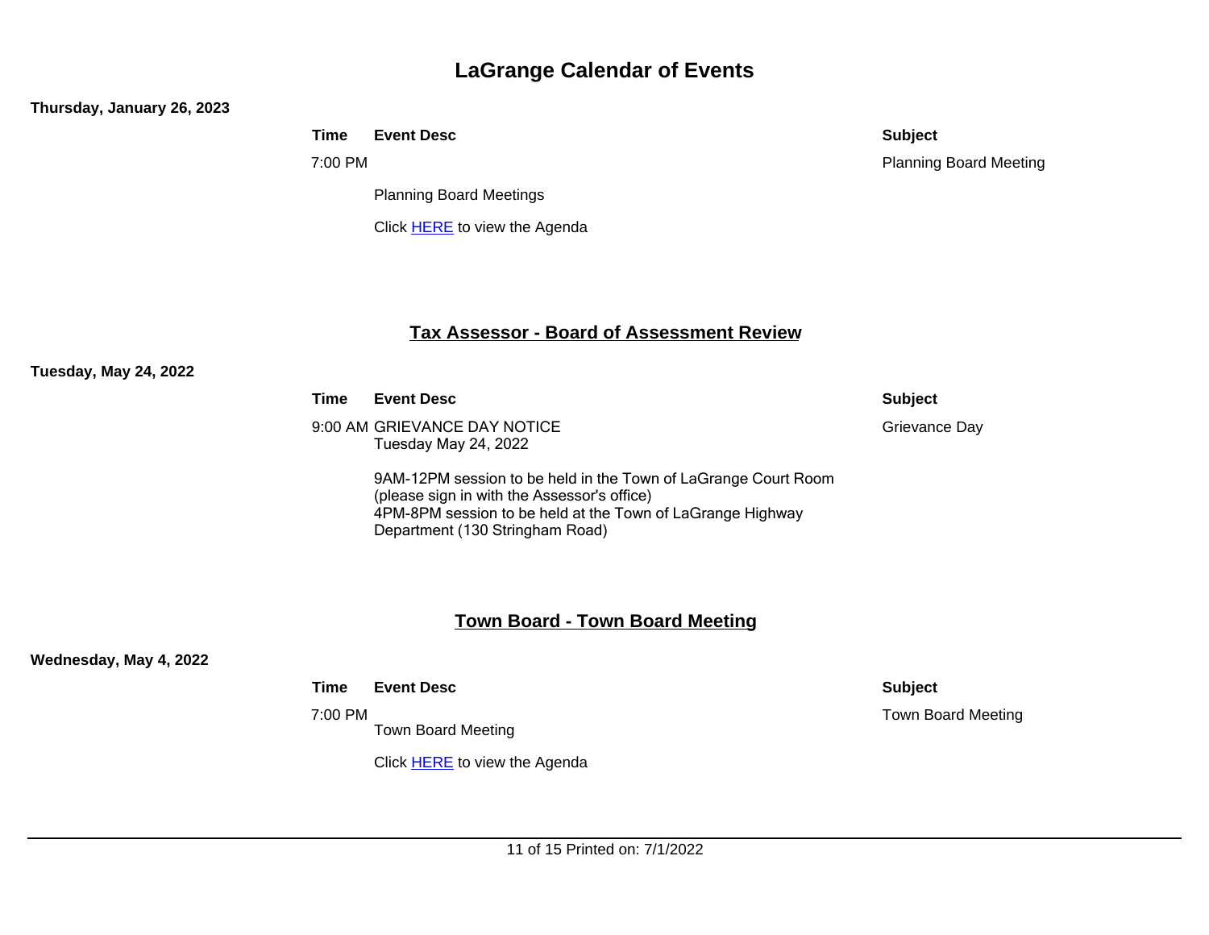# LaGrange Calendar of Events

**Thursday, January 26, 2023**

| Time | Event Desc | Subject |
|---|---|---|
| 7:00 PM | Planning Board Meetings<br><br>Click HERE to view the Agenda | Planning Board Meeting |

## Tax Assessor - Board of Assessment Review

**Tuesday, May 24, 2022**

| Time | Event Desc | Subject |
|---|---|---|
| 9:00 AM | GRIEVANCE DAY NOTICE<br>Tuesday May 24, 2022<br><br>9AM-12PM session to be held in the Town of LaGrange Court Room (please sign in with the Assessor's office)<br>4PM-8PM session to be held at the Town of LaGrange Highway Department (130 Stringham Road) | Grievance Day |

## Town Board - Town Board Meeting

**Wednesday, May 4, 2022**

| Time | Event Desc | Subject |
|---|---|---|
| 7:00 PM | Town Board Meeting<br><br>Click HERE to view the Agenda | Town Board Meeting |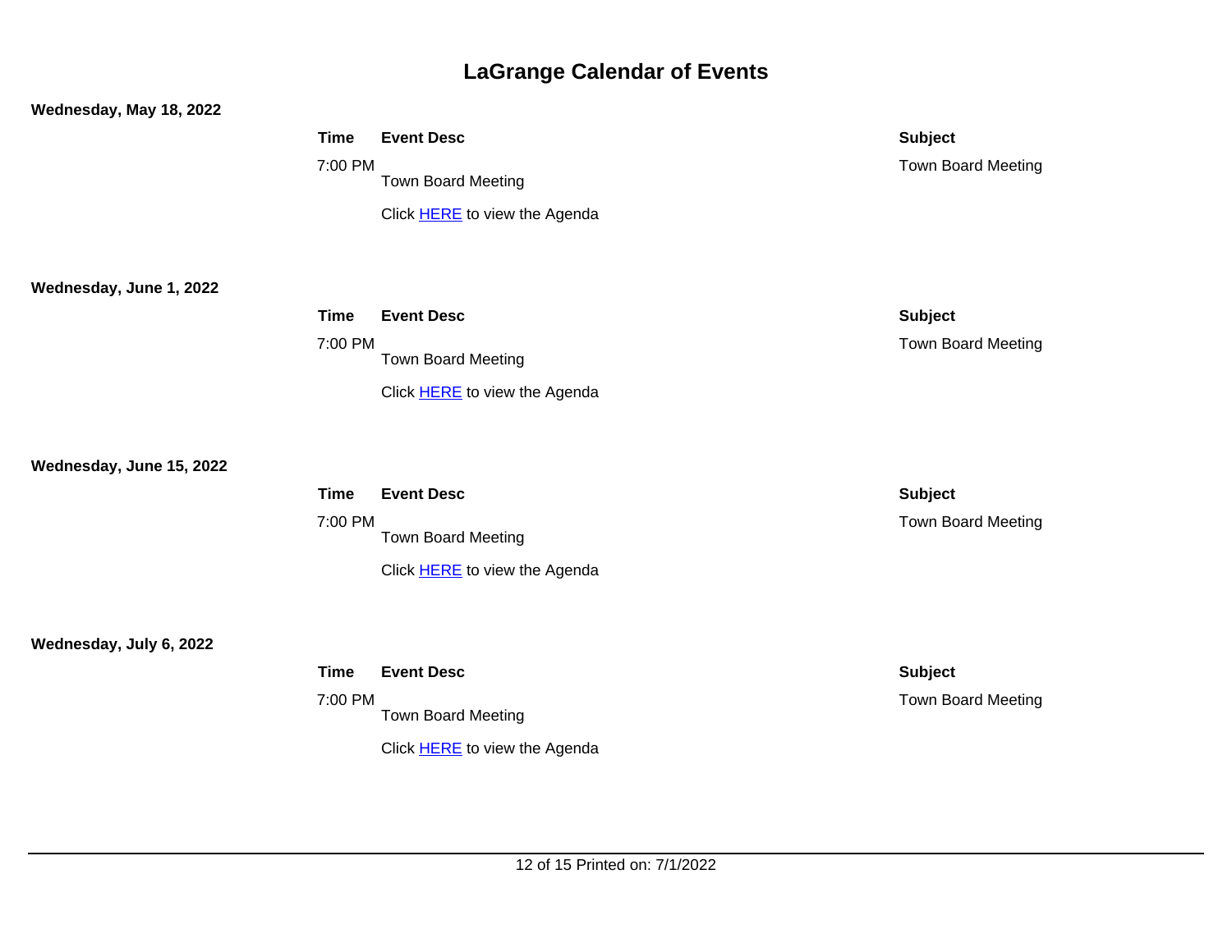# LaGrange Calendar of Events

**Wednesday, May 18, 2022**

| Time | Event Desc | Subject |
|---|---|---|
| 7:00 PM | Town Board Meeting<br><br>Click HERE to view the Agenda | Town Board Meeting |

**Wednesday, June 1, 2022**

| Time | Event Desc | Subject |
|---|---|---|
| 7:00 PM | Town Board Meeting<br><br>Click HERE to view the Agenda | Town Board Meeting |

**Wednesday, June 15, 2022**

| Time | Event Desc | Subject |
|---|---|---|
| 7:00 PM | Town Board Meeting<br><br>Click HERE to view the Agenda | Town Board Meeting |

**Wednesday, July 6, 2022**

| Time | Event Desc | Subject |
|---|---|---|
| 7:00 PM | Town Board Meeting<br><br>Click HERE to view the Agenda | Town Board Meeting |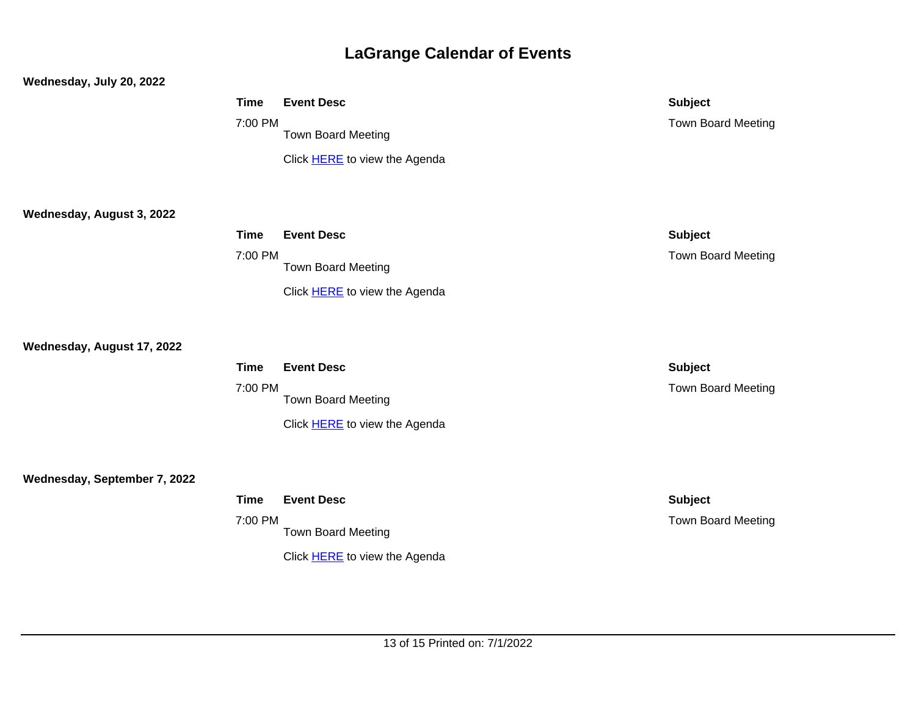# LaGrange Calendar of Events

**Wednesday, July 20, 2022**

| Time | Event Desc | Subject |
|---|---|---|
| 7:00 PM | Town Board Meeting<br><br>Click HERE to view the Agenda | Town Board Meeting |

**Wednesday, August 3, 2022**

| Time | Event Desc | Subject |
|---|---|---|
| 7:00 PM | Town Board Meeting<br><br>Click HERE to view the Agenda | Town Board Meeting |

**Wednesday, August 17, 2022**

| Time | Event Desc | Subject |
|---|---|---|
| 7:00 PM | Town Board Meeting<br><br>Click HERE to view the Agenda | Town Board Meeting |

**Wednesday, September 7, 2022**

| Time | Event Desc | Subject |
|---|---|---|
| 7:00 PM | Town Board Meeting<br><br>Click HERE to view the Agenda | Town Board Meeting |

Printed on: 7/1/2022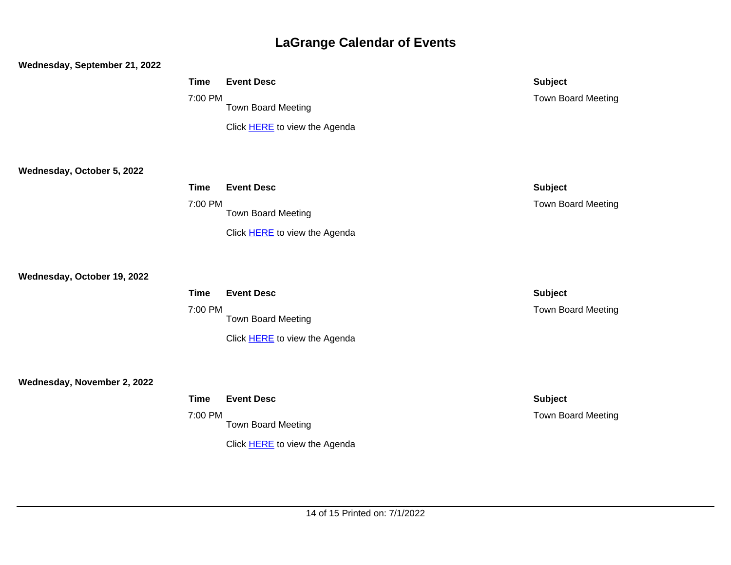# LaGrange Calendar of Events

**Wednesday, September 21, 2022**

| Time | Event Desc | Subject |
|---|---|---|
| 7:00 PM | Town Board Meeting<br><br>Click HERE to view the Agenda | Town Board Meeting |

**Wednesday, October 5, 2022**

| Time | Event Desc | Subject |
|---|---|---|
| 7:00 PM | Town Board Meeting<br><br>Click HERE to view the Agenda | Town Board Meeting |

**Wednesday, October 19, 2022**

| Time | Event Desc | Subject |
|---|---|---|
| 7:00 PM | Town Board Meeting<br><br>Click HERE to view the Agenda | Town Board Meeting |

**Wednesday, November 2, 2022**

| Time | Event Desc | Subject |
|---|---|---|
| 7:00 PM | Town Board Meeting<br><br>Click HERE to view the Agenda | Town Board Meeting |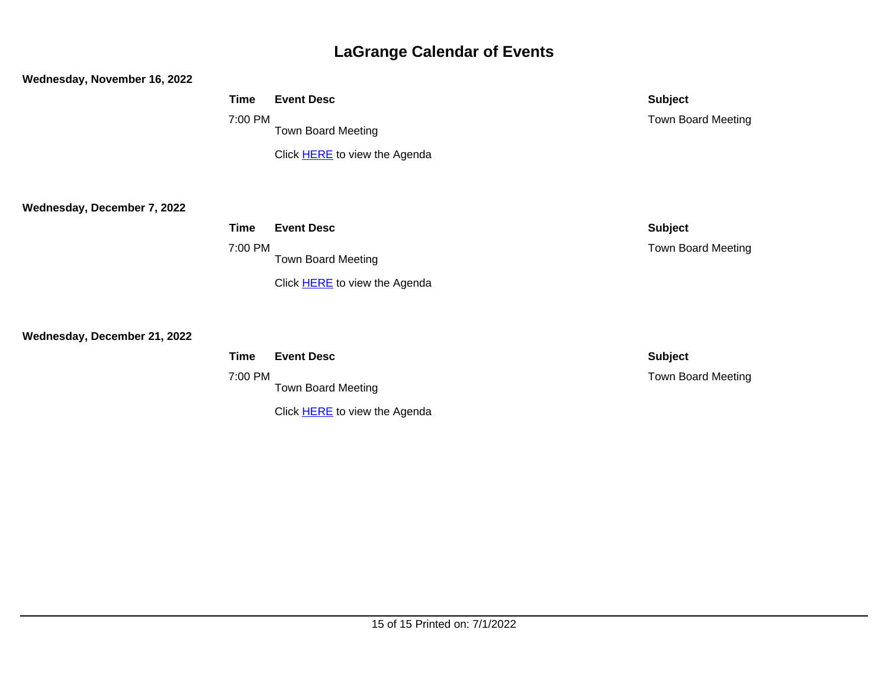# LaGrange Calendar of Events

**Wednesday, November 16, 2022**

| Time | Event Desc | Subject |
|---|---|---|
| 7:00 PM | Town Board Meeting<br>Click HERE to view the Agenda | Town Board Meeting |

**Wednesday, December 7, 2022**

| Time | Event Desc | Subject |
|---|---|---|
| 7:00 PM | Town Board Meeting<br>Click HERE to view the Agenda | Town Board Meeting |

**Wednesday, December 21, 2022**

| Time | Event Desc | Subject |
|---|---|---|
| 7:00 PM | Town Board Meeting<br>Click HERE to view the Agenda | Town Board Meeting |

Printed on: 7/1/2022